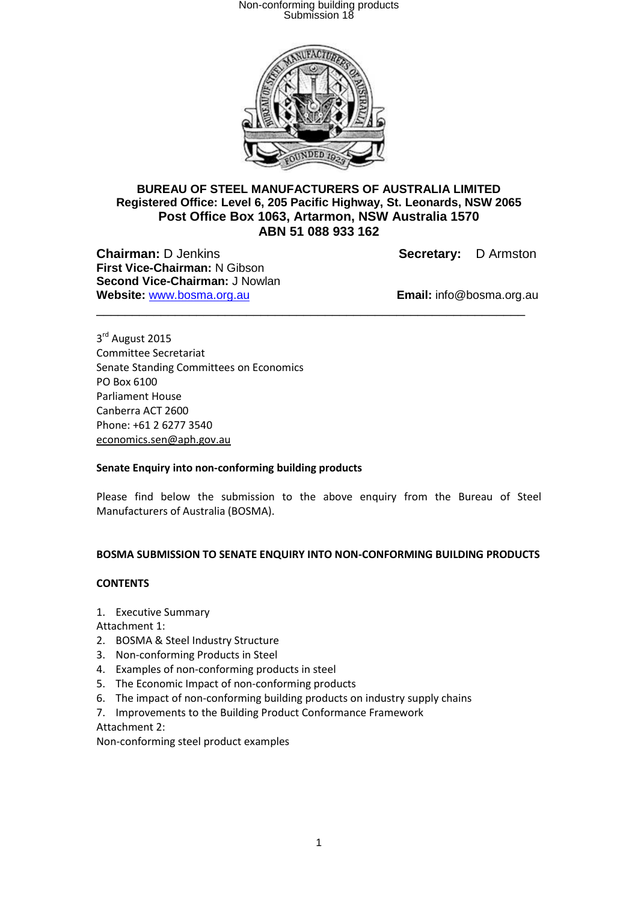**BUREAU OF STEEL MANUFACTURERS OF AUSTRALIA LIMITED**
**Registered Office: Level 6, 205 Pacific Highway, St. Leonards, NSW 2065**
**Post Office Box 1063, Artarmon, NSW Australia 1570**
**ABN 51 088 933 162**

**Chairman:** D Jenkins
**First Vice-Chairman:** N Gibson
**Second Vice-Chairman:** J Nowlan
**Website:** www.bosma.org.au

**Secretary:** D Armston
**Email:** info@bosma.org.au

---

3rd August 2015
Committee Secretariat
Senate Standing Committees on Economics
PO Box 6100
Parliament House
Canberra ACT 2600
Phone: +61 2 6277 3540
economics.sen@aph.gov.au

**Senate Enquiry into non-conforming building products**

Please find below the submission to the above enquiry from the Bureau of Steel Manufacturers of Australia (BOSMA).

**BOSMA SUBMISSION TO SENATE ENQUIRY INTO NON-CONFORMING BUILDING PRODUCTS**

**CONTENTS**

1. Executive Summary

Attachment 1:

2. BOSMA & Steel Industry Structure
3. Non-conforming Products in Steel
4. Examples of non-conforming products in steel
5. The Economic Impact of non-conforming products
6. The impact of non-conforming building products on industry supply chains
7. Improvements to the Building Product Conformance Framework

Attachment 2:

Non-conforming steel product examples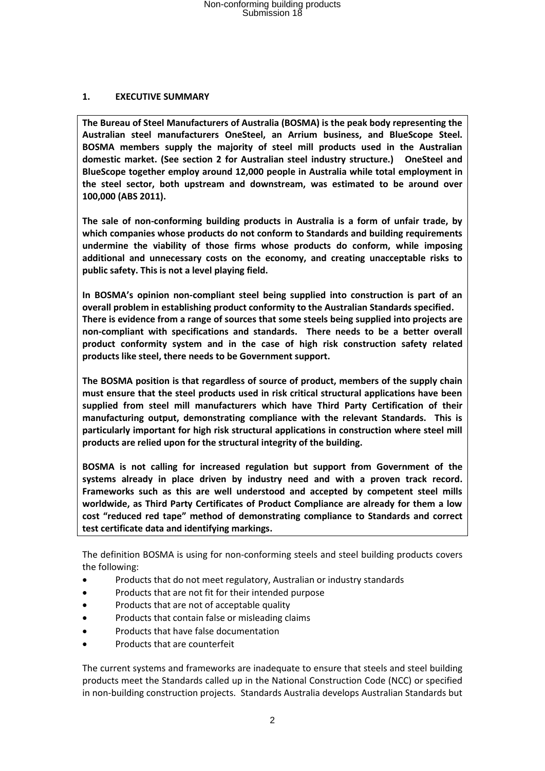## 1. EXECUTIVE SUMMARY

**The Bureau of Steel Manufacturers of Australia (BOSMA) is the peak body representing the Australian steel manufacturers OneSteel, an Arrium business, and BlueScope Steel. BOSMA members supply the majority of steel mill products used in the Australian domestic market. (See section 2 for Australian steel industry structure.) OneSteel and BlueScope together employ around 12,000 people in Australia while total employment in the steel sector, both upstream and downstream, was estimated to be around over 100,000 (ABS 2011).**

**The sale of non-conforming building products in Australia is a form of unfair trade, by which companies whose products do not conform to Standards and building requirements undermine the viability of those firms whose products do conform, while imposing additional and unnecessary costs on the economy, and creating unacceptable risks to public safety. This is not a level playing field.**

**In BOSMA's opinion non-compliant steel being supplied into construction is part of an overall problem in establishing product conformity to the Australian Standards specified. There is evidence from a range of sources that some steels being supplied into projects are non-compliant with specifications and standards. There needs to be a better overall product conformity system and in the case of high risk construction safety related products like steel, there needs to be Government support.**

**The BOSMA position is that regardless of source of product, members of the supply chain must ensure that the steel products used in risk critical structural applications have been supplied from steel mill manufacturers which have Third Party Certification of their manufacturing output, demonstrating compliance with the relevant Standards. This is particularly important for high risk structural applications in construction where steel mill products are relied upon for the structural integrity of the building.**

**BOSMA is not calling for increased regulation but support from Government of the systems already in place driven by industry need and with a proven track record. Frameworks such as this are well understood and accepted by competent steel mills worldwide, as Third Party Certificates of Product Compliance are already for them a low cost "reduced red tape" method of demonstrating compliance to Standards and correct test certificate data and identifying markings.**

The definition BOSMA is using for non-conforming steels and steel building products covers the following:

- Products that do not meet regulatory, Australian or industry standards
- Products that are not fit for their intended purpose
- Products that are not of acceptable quality
- Products that contain false or misleading claims
- Products that have false documentation
- Products that are counterfeit

The current systems and frameworks are inadequate to ensure that steels and steel building products meet the Standards called up in the National Construction Code (NCC) or specified in non-building construction projects. Standards Australia develops Australian Standards but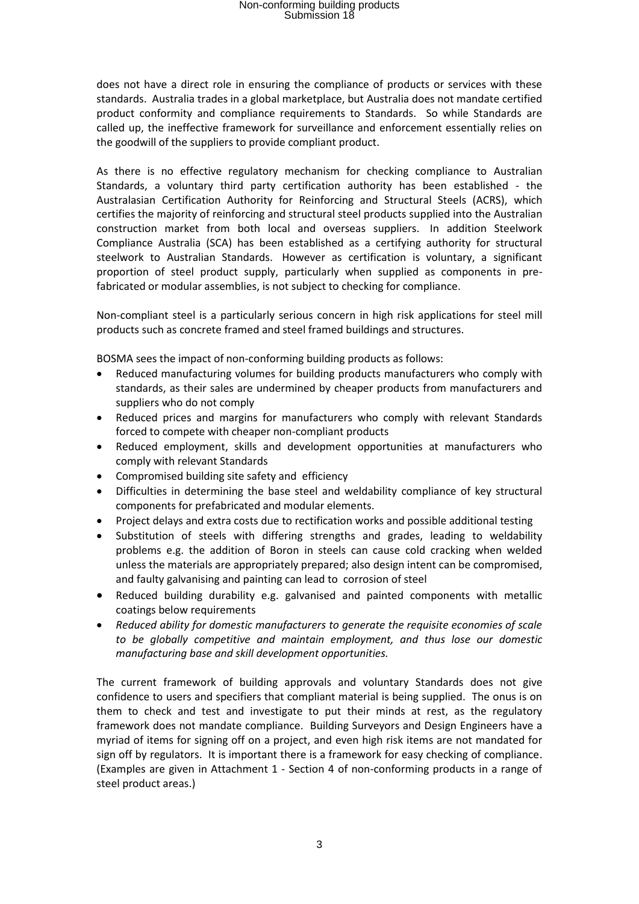does not have a direct role in ensuring the compliance of products or services with these standards. Australia trades in a global marketplace, but Australia does not mandate certified product conformity and compliance requirements to Standards. So while Standards are called up, the ineffective framework for surveillance and enforcement essentially relies on the goodwill of the suppliers to provide compliant product.

As there is no effective regulatory mechanism for checking compliance to Australian Standards, a voluntary third party certification authority has been established - the Australasian Certification Authority for Reinforcing and Structural Steels (ACRS), which certifies the majority of reinforcing and structural steel products supplied into the Australian construction market from both local and overseas suppliers. In addition Steelwork Compliance Australia (SCA) has been established as a certifying authority for structural steelwork to Australian Standards. However as certification is voluntary, a significant proportion of steel product supply, particularly when supplied as components in pre-fabricated or modular assemblies, is not subject to checking for compliance.

Non-compliant steel is a particularly serious concern in high risk applications for steel mill products such as concrete framed and steel framed buildings and structures.

BOSMA sees the impact of non-conforming building products as follows:

- Reduced manufacturing volumes for building products manufacturers who comply with standards, as their sales are undermined by cheaper products from manufacturers and suppliers who do not comply
- Reduced prices and margins for manufacturers who comply with relevant Standards forced to compete with cheaper non-compliant products
- Reduced employment, skills and development opportunities at manufacturers who comply with relevant Standards
- Compromised building site safety and efficiency
- Difficulties in determining the base steel and weldability compliance of key structural components for prefabricated and modular elements.
- Project delays and extra costs due to rectification works and possible additional testing
- Substitution of steels with differing strengths and grades, leading to weldability problems e.g. the addition of Boron in steels can cause cold cracking when welded unless the materials are appropriately prepared; also design intent can be compromised, and faulty galvanising and painting can lead to corrosion of steel
- Reduced building durability e.g. galvanised and painted components with metallic coatings below requirements
- *Reduced ability for domestic manufacturers to generate the requisite economies of scale to be globally competitive and maintain employment, and thus lose our domestic manufacturing base and skill development opportunities.*

The current framework of building approvals and voluntary Standards does not give confidence to users and specifiers that compliant material is being supplied. The onus is on them to check and test and investigate to put their minds at rest, as the regulatory framework does not mandate compliance. Building Surveyors and Design Engineers have a myriad of items for signing off on a project, and even high risk items are not mandated for sign off by regulators. It is important there is a framework for easy checking of compliance. (Examples are given in Attachment 1 - Section 4 of non-conforming products in a range of steel product areas.)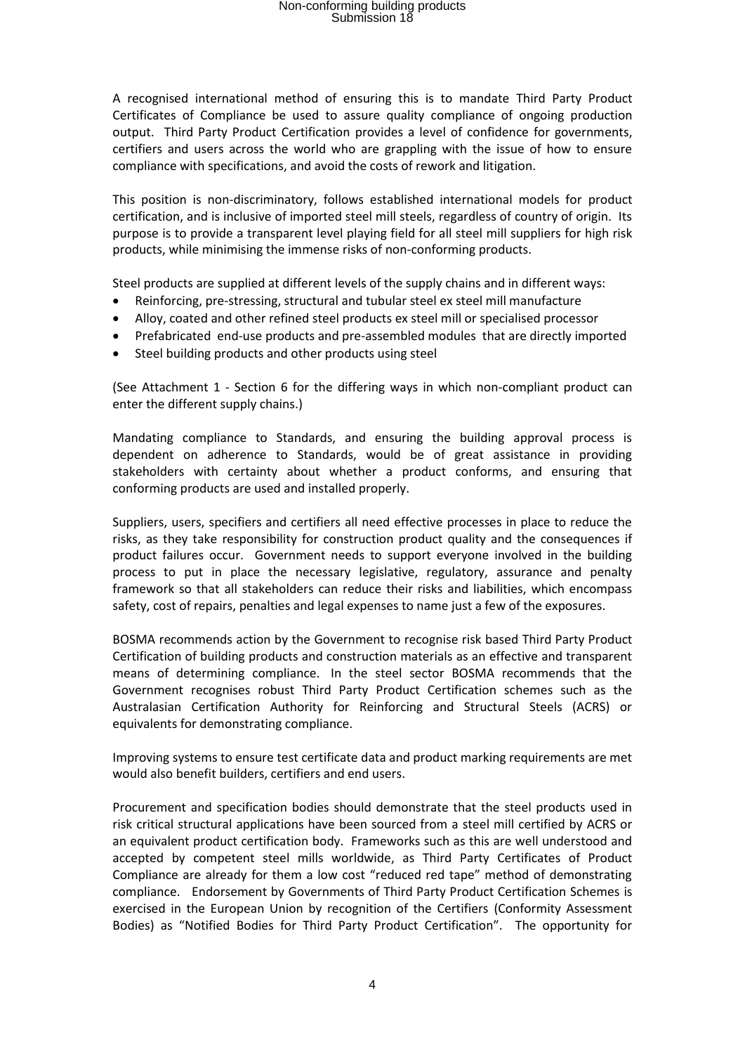A recognised international method of ensuring this is to mandate Third Party Product Certificates of Compliance be used to assure quality compliance of ongoing production output. Third Party Product Certification provides a level of confidence for governments, certifiers and users across the world who are grappling with the issue of how to ensure compliance with specifications, and avoid the costs of rework and litigation.

This position is non-discriminatory, follows established international models for product certification, and is inclusive of imported steel mill steels, regardless of country of origin. Its purpose is to provide a transparent level playing field for all steel mill suppliers for high risk products, while minimising the immense risks of non-conforming products.

Steel products are supplied at different levels of the supply chains and in different ways:

- Reinforcing, pre-stressing, structural and tubular steel ex steel mill manufacture
- Alloy, coated and other refined steel products ex steel mill or specialised processor
- Prefabricated end-use products and pre-assembled modules that are directly imported
- Steel building products and other products using steel

(See Attachment 1 - Section 6 for the differing ways in which non-compliant product can enter the different supply chains.)

Mandating compliance to Standards, and ensuring the building approval process is dependent on adherence to Standards, would be of great assistance in providing stakeholders with certainty about whether a product conforms, and ensuring that conforming products are used and installed properly.

Suppliers, users, specifiers and certifiers all need effective processes in place to reduce the risks, as they take responsibility for construction product quality and the consequences if product failures occur. Government needs to support everyone involved in the building process to put in place the necessary legislative, regulatory, assurance and penalty framework so that all stakeholders can reduce their risks and liabilities, which encompass safety, cost of repairs, penalties and legal expenses to name just a few of the exposures.

BOSMA recommends action by the Government to recognise risk based Third Party Product Certification of building products and construction materials as an effective and transparent means of determining compliance. In the steel sector BOSMA recommends that the Government recognises robust Third Party Product Certification schemes such as the Australasian Certification Authority for Reinforcing and Structural Steels (ACRS) or equivalents for demonstrating compliance.

Improving systems to ensure test certificate data and product marking requirements are met would also benefit builders, certifiers and end users.

Procurement and specification bodies should demonstrate that the steel products used in risk critical structural applications have been sourced from a steel mill certified by ACRS or an equivalent product certification body. Frameworks such as this are well understood and accepted by competent steel mills worldwide, as Third Party Certificates of Product Compliance are already for them a low cost "reduced red tape" method of demonstrating compliance. Endorsement by Governments of Third Party Product Certification Schemes is exercised in the European Union by recognition of the Certifiers (Conformity Assessment Bodies) as "Notified Bodies for Third Party Product Certification". The opportunity for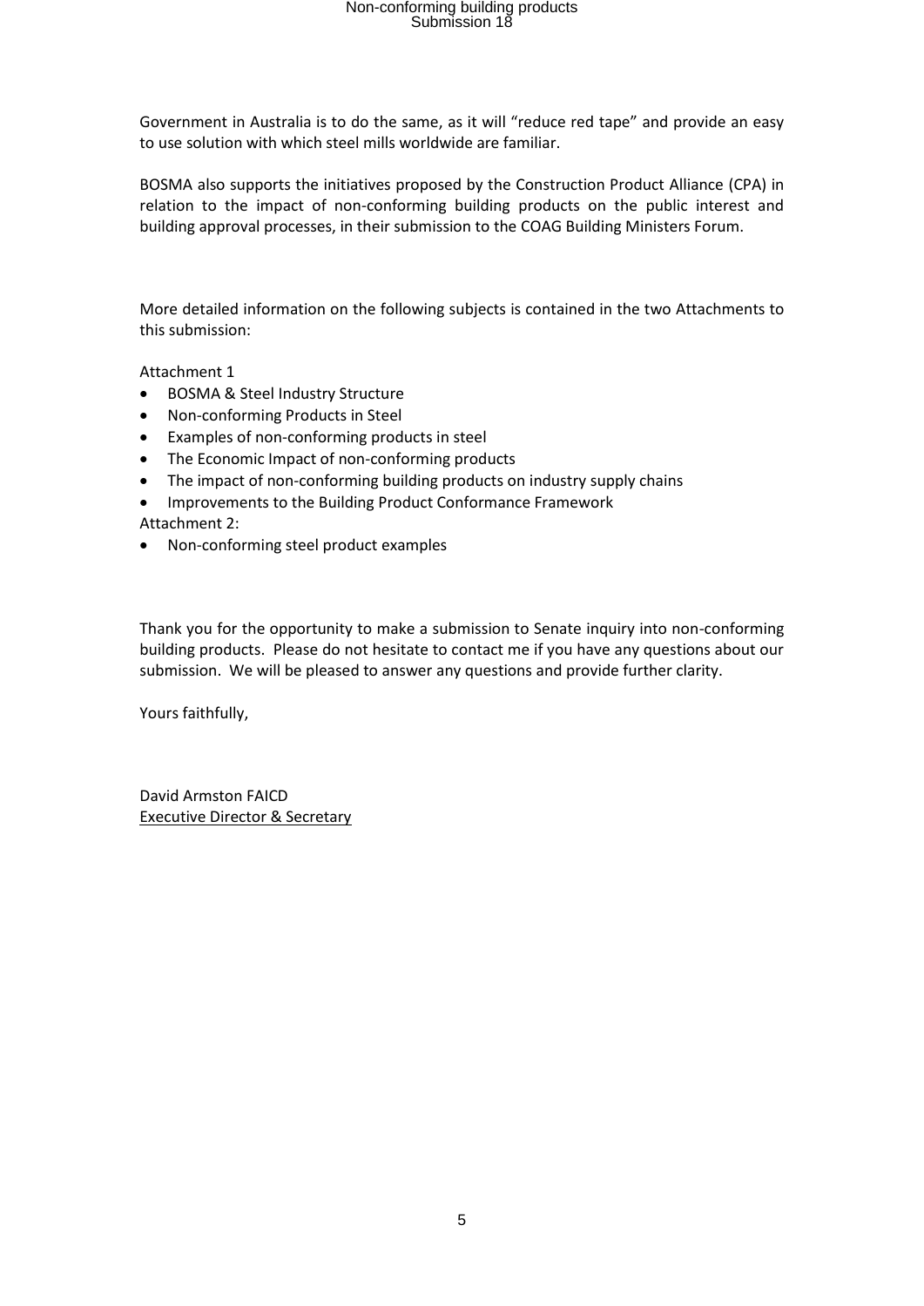Government in Australia is to do the same, as it will "reduce red tape" and provide an easy to use solution with which steel mills worldwide are familiar.

BOSMA also supports the initiatives proposed by the Construction Product Alliance (CPA) in relation to the impact of non-conforming building products on the public interest and building approval processes, in their submission to the COAG Building Ministers Forum.

More detailed information on the following subjects is contained in the two Attachments to this submission:

Attachment 1

- BOSMA & Steel Industry Structure
- Non-conforming Products in Steel
- Examples of non-conforming products in steel
- The Economic Impact of non-conforming products
- The impact of non-conforming building products on industry supply chains
- Improvements to the Building Product Conformance Framework

Attachment 2:

- Non-conforming steel product examples

Thank you for the opportunity to make a submission to Senate inquiry into non-conforming building products. Please do not hesitate to contact me if you have any questions about our submission. We will be pleased to answer any questions and provide further clarity.

Yours faithfully,

David Armston FAICD
Executive Director & Secretary